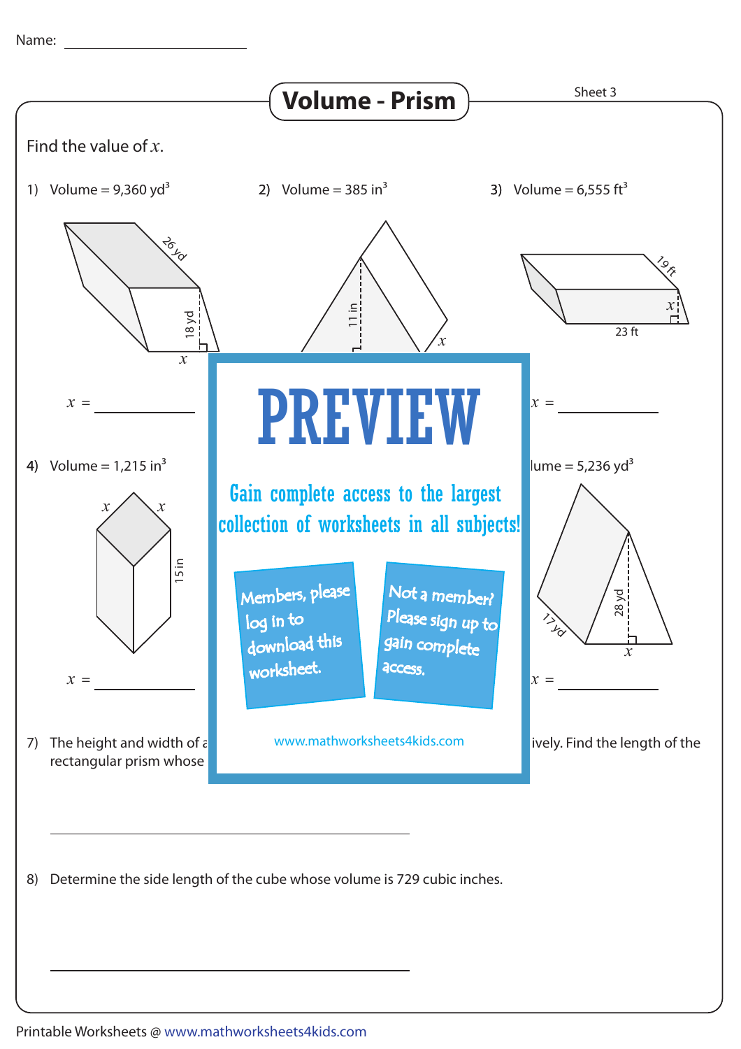Name: ____________________

# Volume - Prism

Sheet 3

Find the value of $x$.

1) Volume = 9,360 yd$^3$

26 yd

18 yd

$x$

$x$ = ____________

2) Volume = 385 in$^3$

11 in

$x$

3) Volume = 6,555 ft$^3$

19 ft

$x$

23 ft

$x$ = ____________

4) Volume = 1,215 in$^3$

$x$ $x$

15 in

$x$ = ____________

lume = 5,236 yd$^3$

17 yd

28 yd

$x$

$x$ = ____________

# PREVIEW

Gain complete access to the largest collection of worksheets in all subjects!

Members, please log in to download this worksheet.

Not a member? Please sign up to gain complete access.

www.mathworksheets4kids.com

7) The height and width of a ... ively. Find the length of the rectangular prism whose ...

____________________________________________

8) Determine the side length of the cube whose volume is 729 cubic inches.

____________________________________________

Printable Worksheets @ www.mathworksheets4kids.com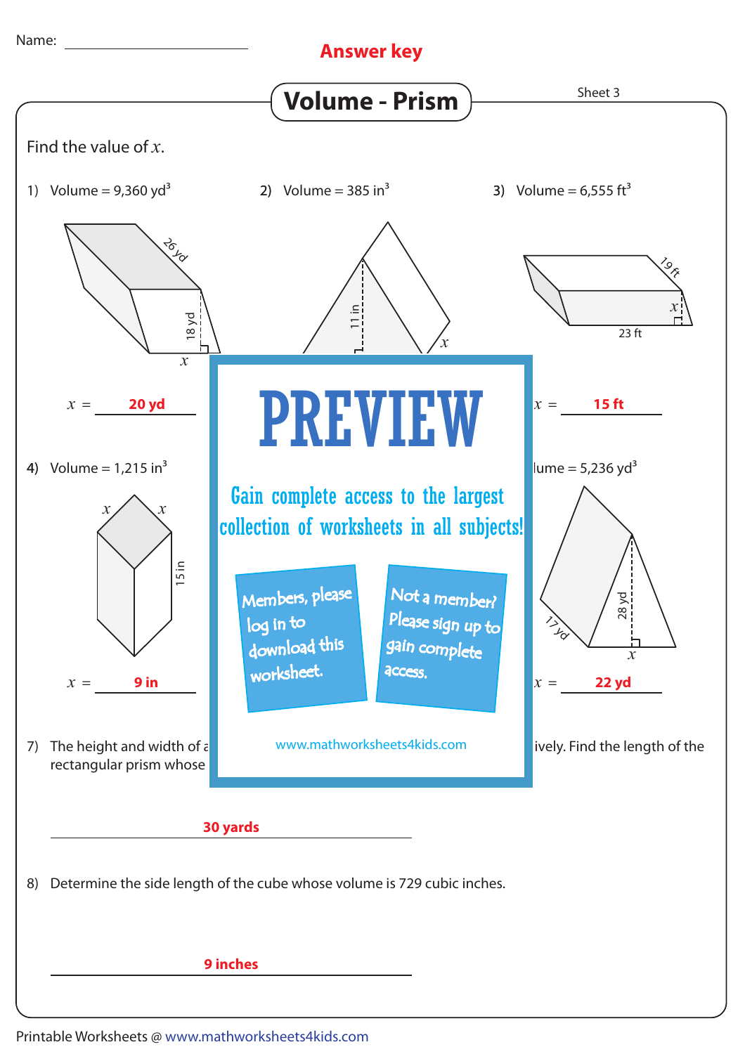Name: ____________________

**Answer key**

# Volume - Prism

Sheet 3

Find the value of $x$.

1) Volume = 9,360 yd$^3$

26 yd

18 yd

$x$

$x$ = **20 yd**

2) Volume = 385 in$^3$

11 in

$x$

3) Volume = 6,555 ft$^3$

19 ft

$x$

23 ft

$x$ = **15 ft**

4) Volume = 1,215 in$^3$

$x$ $x$

15 in

$x$ = **9 in**

PREVIEW

Gain complete access to the largest collection of worksheets in all subjects!

Members, please log in to download this worksheet.

Not a member? Please sign up to gain complete access.

www.mathworksheets4kids.com

lume = 5,236 yd$^3$

17 yd

28 yd

$x$

$x$ = **22 yd**

7) The height and width of a ... ively. Find the length of the rectangular prism whose ...

**30 yards**

8) Determine the side length of the cube whose volume is 729 cubic inches.

**9 inches**

Printable Worksheets @ www.mathworksheets4kids.com